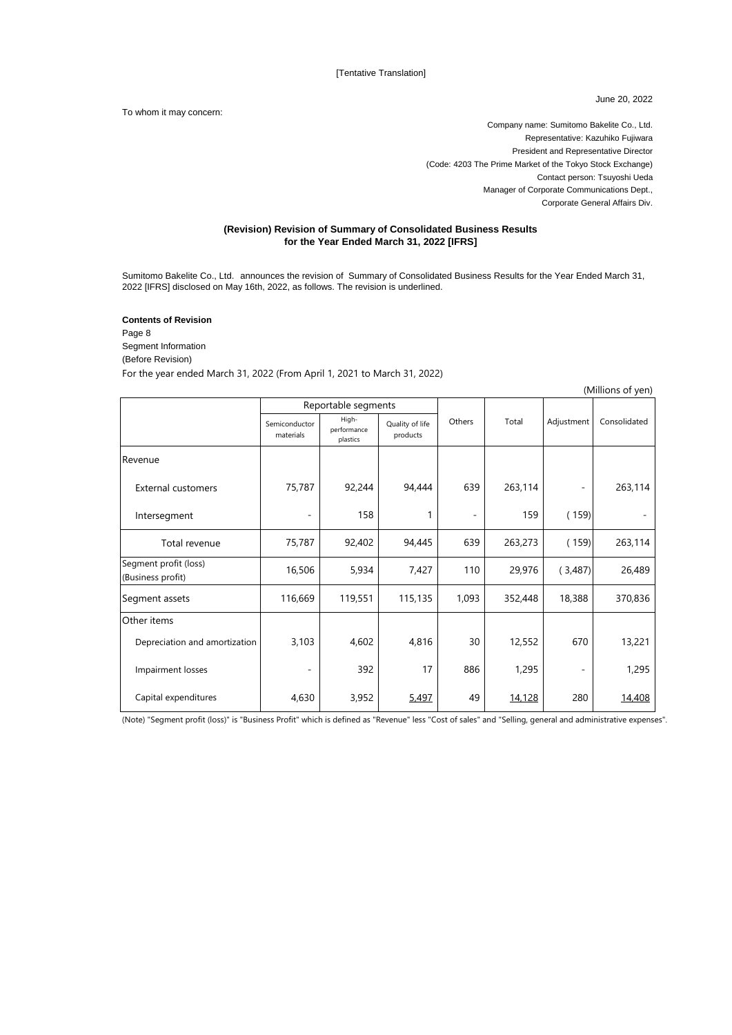[Tentative Translation]

June 20, 2022

To whom it may concern:

Company name: Sumitomo Bakelite Co., Ltd.
Representative: Kazuhiko Fujiwara
President and Representative Director
(Code: 4203 The Prime Market of the Tokyo Stock Exchange)
Contact person: Tsuyoshi Ueda
Manager of Corporate Communications Dept.,
Corporate General Affairs Div.

## (Revision) Revision of Summary of Consolidated Business Results for the Year Ended March 31, 2022 [IFRS]

Sumitomo Bakelite Co., Ltd. announces the revision of Summary of Consolidated Business Results for the Year Ended March 31, 2022 [IFRS] disclosed on May 16th, 2022, as follows. The revision is underlined.

**Contents of Revision**

Page 8
Segment Information
(Before Revision)
For the year ended March 31, 2022 (From April 1, 2021 to March 31, 2022)

(Millions of yen)

| | Reportable segments | | | Others | Total | Adjustment | Consolidated |
|---|---|---|---|---|---|---|---|
| | Semiconductor materials | High-performance plastics | Quality of life products | | | | |
| Revenue | | | | | | | |
| External customers | 75,787 | 92,244 | 94,444 | 639 | 263,114 | - | 263,114 |
| Intersegment | - | 158 | 1 | - | 159 | (159) | - |
| Total revenue | 75,787 | 92,402 | 94,445 | 639 | 263,273 | (159) | 263,114 |
| Segment profit (loss) (Business profit) | 16,506 | 5,934 | 7,427 | 110 | 29,976 | (3,487) | 26,489 |
| Segment assets | 116,669 | 119,551 | 115,135 | 1,093 | 352,448 | 18,388 | 370,836 |
| Other items | | | | | | | |
| Depreciation and amortization | 3,103 | 4,602 | 4,816 | 30 | 12,552 | 670 | 13,221 |
| Impairment losses | - | 392 | 17 | 886 | 1,295 | - | 1,295 |
| Capital expenditures | 4,630 | 3,952 | <u>5,497</u> | 49 | <u>14,128</u> | 280 | <u>14,408</u> |

(Note) "Segment profit (loss)" is "Business Profit" which is defined as "Revenue" less "Cost of sales" and "Selling, general and administrative expenses".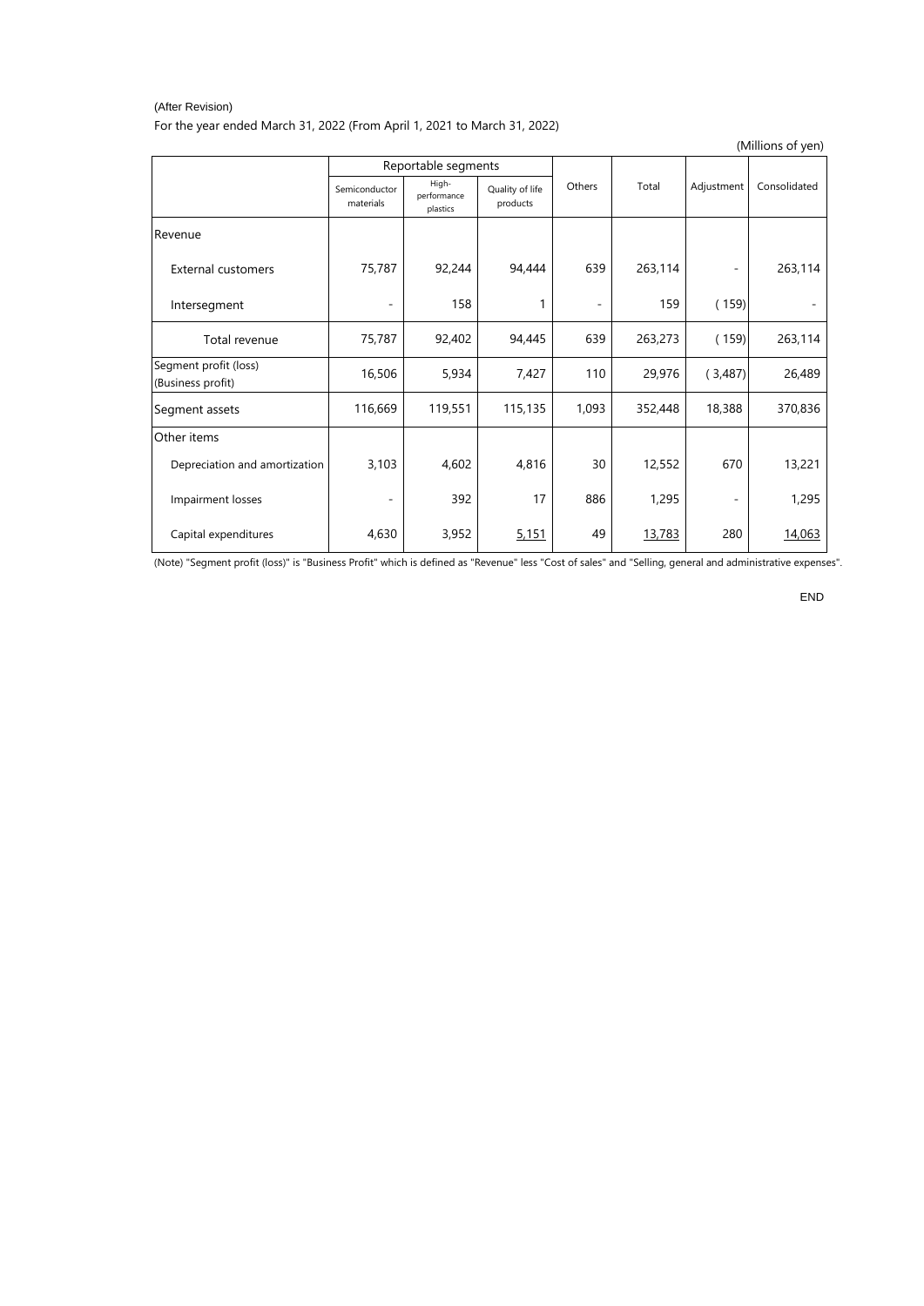(After Revision)

For the year ended March 31, 2022 (From April 1, 2021 to March 31, 2022)

(Millions of yen)

| | Reportable segments | | | Others | Total | Adjustment | Consolidated |
|---|---|---|---|---|---|---|---|
| | Semiconductor materials | High-performance plastics | Quality of life products | | | | |
| Revenue | | | | | | | |
| External customers | 75,787 | 92,244 | 94,444 | 639 | 263,114 | - | 263,114 |
| Intersegment | - | 158 | 1 | - | 159 | (159) | - |
| Total revenue | 75,787 | 92,402 | 94,445 | 639 | 263,273 | (159) | 263,114 |
| Segment profit (loss) (Business profit) | 16,506 | 5,934 | 7,427 | 110 | 29,976 | (3,487) | 26,489 |
| Segment assets | 116,669 | 119,551 | 115,135 | 1,093 | 352,448 | 18,388 | 370,836 |
| Other items | | | | | | | |
| Depreciation and amortization | 3,103 | 4,602 | 4,816 | 30 | 12,552 | 670 | 13,221 |
| Impairment losses | - | 392 | 17 | 886 | 1,295 | - | 1,295 |
| Capital expenditures | 4,630 | 3,952 | 5,151 | 49 | 13,783 | 280 | 14,063 |

(Note) "Segment profit (loss)" is "Business Profit" which is defined as "Revenue" less "Cost of sales" and "Selling, general and administrative expenses".

END